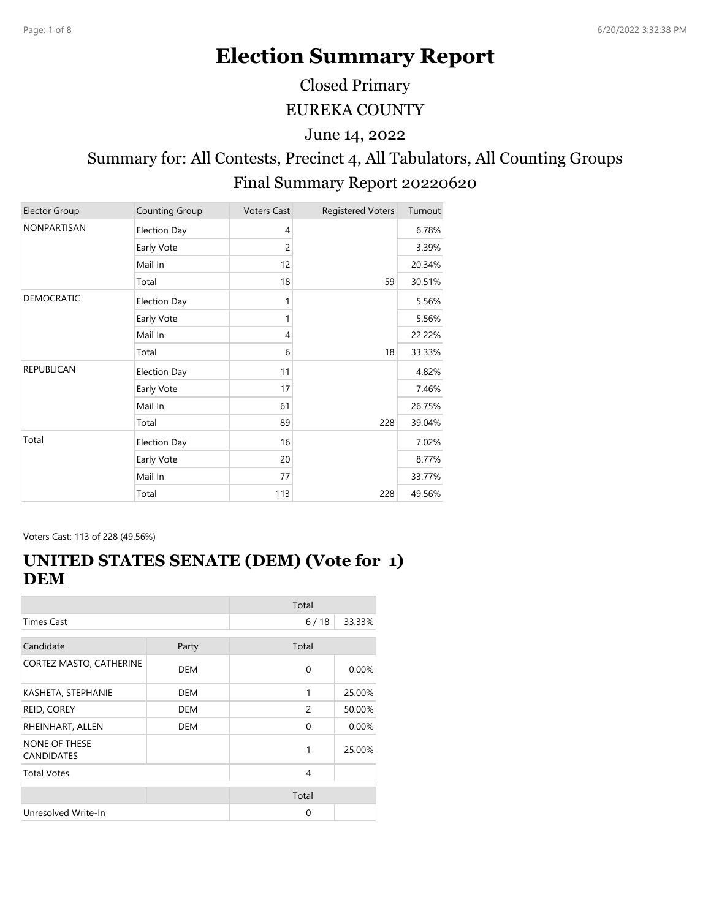# Election Summary Report

Closed Primary

EUREKA COUNTY

June 14, 2022

Summary for: All Contests, Precinct 4, All Tabulators, All Counting Groups

Final Summary Report 20220620

| Elector Group | Counting Group | Voters Cast | Registered Voters | Turnout |
|---|---|---|---|---|
| NONPARTISAN | Election Day | 4 | | 6.78% |
| | Early Vote | 2 | | 3.39% |
| | Mail In | 12 | | 20.34% |
| | Total | 18 | 59 | 30.51% |
| DEMOCRATIC | Election Day | 1 | | 5.56% |
| | Early Vote | 1 | | 5.56% |
| | Mail In | 4 | | 22.22% |
| | Total | 6 | 18 | 33.33% |
| REPUBLICAN | Election Day | 11 | | 4.82% |
| | Early Vote | 17 | | 7.46% |
| | Mail In | 61 | | 26.75% |
| | Total | 89 | 228 | 39.04% |
| Total | Election Day | 16 | | 7.02% |
| | Early Vote | 20 | | 8.77% |
| | Mail In | 77 | | 33.77% |
| | Total | 113 | 228 | 49.56% |

Voters Cast: 113 of 228 (49.56%)

## UNITED STATES SENATE (DEM) (Vote for 1) DEM

| | Total | |
|---|---|---|
| Times Cast | 6 / 18 | 33.33% |

| Candidate | Party | Total | |
|---|---|---|---|
| CORTEZ MASTO, CATHERINE | DEM | 0 | 0.00% |
| KASHETA, STEPHANIE | DEM | 1 | 25.00% |
| REID, COREY | DEM | 2 | 50.00% |
| RHEINHART, ALLEN | DEM | 0 | 0.00% |
| NONE OF THESE CANDIDATES | | 1 | 25.00% |
| Total Votes | | 4 | |

| | | Total | |
|---|---|---|---|
| Unresolved Write-In | | 0 | |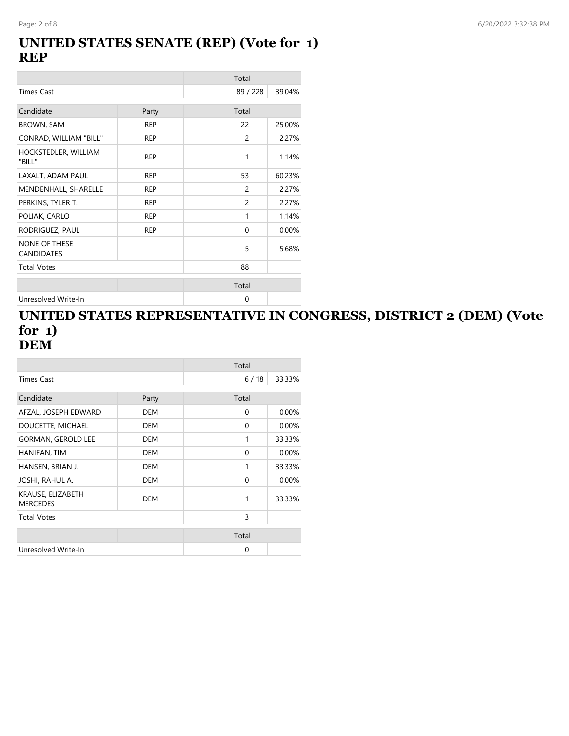# UNITED STATES SENATE (REP) (Vote for 1)
# REP

| | | Total | |
|---|---|---|---|
| Times Cast | | 89 / 228 | 39.04% |

| Candidate | Party | Total | |
|---|---|---|---|
| BROWN, SAM | REP | 22 | 25.00% |
| CONRAD, WILLIAM "BILL" | REP | 2 | 2.27% |
| HOCKSTEDLER, WILLIAM "BILL" | REP | 1 | 1.14% |
| LAXALT, ADAM PAUL | REP | 53 | 60.23% |
| MENDENHALL, SHARELLE | REP | 2 | 2.27% |
| PERKINS, TYLER T. | REP | 2 | 2.27% |
| POLIAK, CARLO | REP | 1 | 1.14% |
| RODRIGUEZ, PAUL | REP | 0 | 0.00% |
| NONE OF THESE CANDIDATES | | 5 | 5.68% |
| Total Votes | | 88 | |

| | | Total |
|---|---|---|
| Unresolved Write-In | | 0 |

# UNITED STATES REPRESENTATIVE IN CONGRESS, DISTRICT 2 (DEM) (Vote for 1)
# DEM

| | | Total | |
|---|---|---|---|
| Times Cast | | 6 / 18 | 33.33% |

| Candidate | Party | Total | |
|---|---|---|---|
| AFZAL, JOSEPH EDWARD | DEM | 0 | 0.00% |
| DOUCETTE, MICHAEL | DEM | 0 | 0.00% |
| GORMAN, GEROLD LEE | DEM | 1 | 33.33% |
| HANIFAN, TIM | DEM | 0 | 0.00% |
| HANSEN, BRIAN J. | DEM | 1 | 33.33% |
| JOSHI, RAHUL A. | DEM | 0 | 0.00% |
| KRAUSE, ELIZABETH MERCEDES | DEM | 1 | 33.33% |
| Total Votes | | 3 | |

| | | Total |
|---|---|---|
| Unresolved Write-In | | 0 |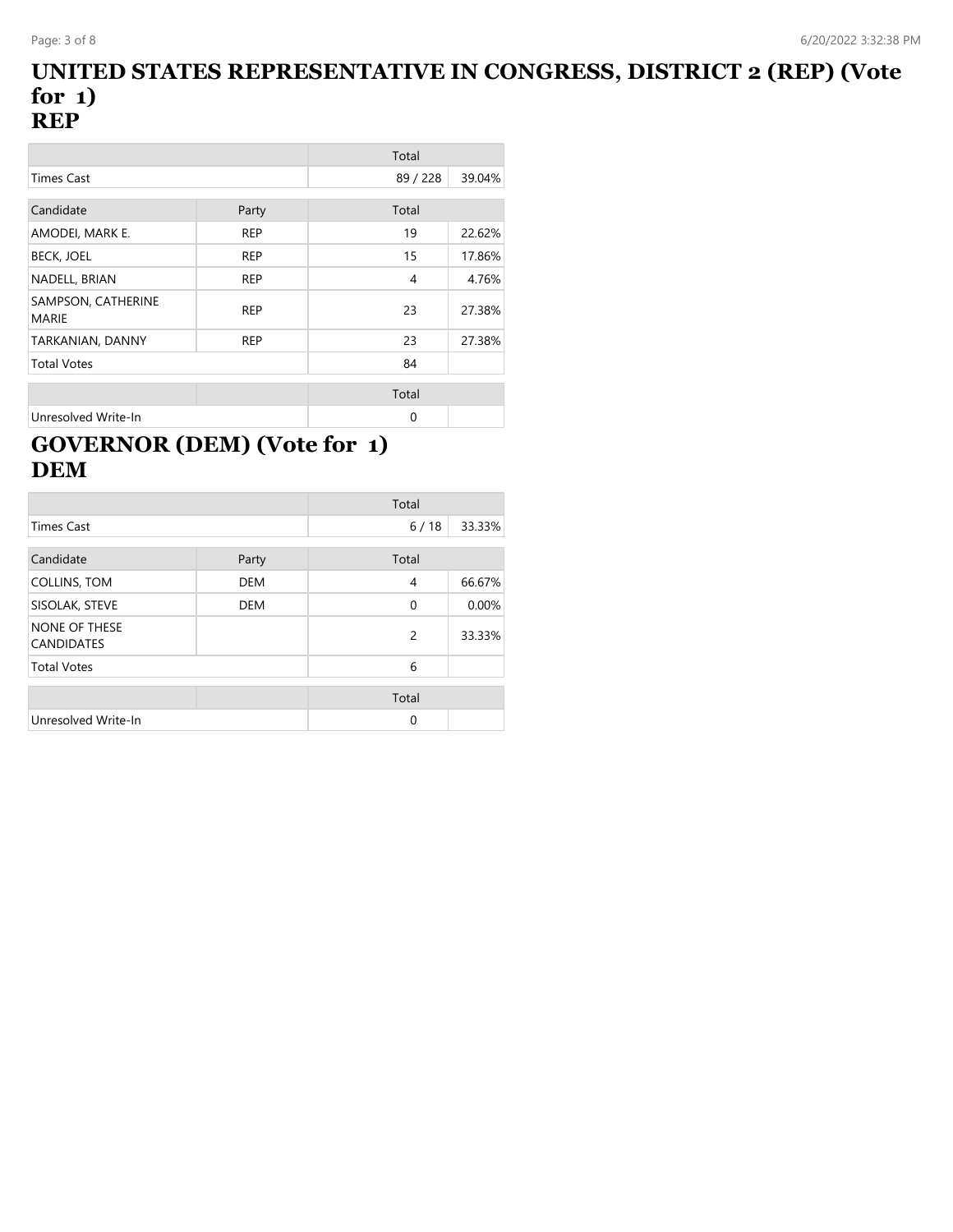# UNITED STATES REPRESENTATIVE IN CONGRESS, DISTRICT 2 (REP) (Vote for 1)
## REP

| | | Total | |
|---|---|---|---|
| Times Cast | | 89 / 228 | 39.04% |

| Candidate | Party | Total | |
|---|---|---|---|
| AMODEI, MARK E. | REP | 19 | 22.62% |
| BECK, JOEL | REP | 15 | 17.86% |
| NADELL, BRIAN | REP | 4 | 4.76% |
| SAMPSON, CATHERINE MARIE | REP | 23 | 27.38% |
| TARKANIAN, DANNY | REP | 23 | 27.38% |
| Total Votes | | 84 | |

| | | Total | |
|---|---|---|---|
| Unresolved Write-In | | 0 | |

# GOVERNOR (DEM) (Vote for 1)
## DEM

| | | Total | |
|---|---|---|---|
| Times Cast | | 6 / 18 | 33.33% |

| Candidate | Party | Total | |
|---|---|---|---|
| COLLINS, TOM | DEM | 4 | 66.67% |
| SISOLAK, STEVE | DEM | 0 | 0.00% |
| NONE OF THESE CANDIDATES | | 2 | 33.33% |
| Total Votes | | 6 | |

| | | Total | |
|---|---|---|---|
| Unresolved Write-In | | 0 | |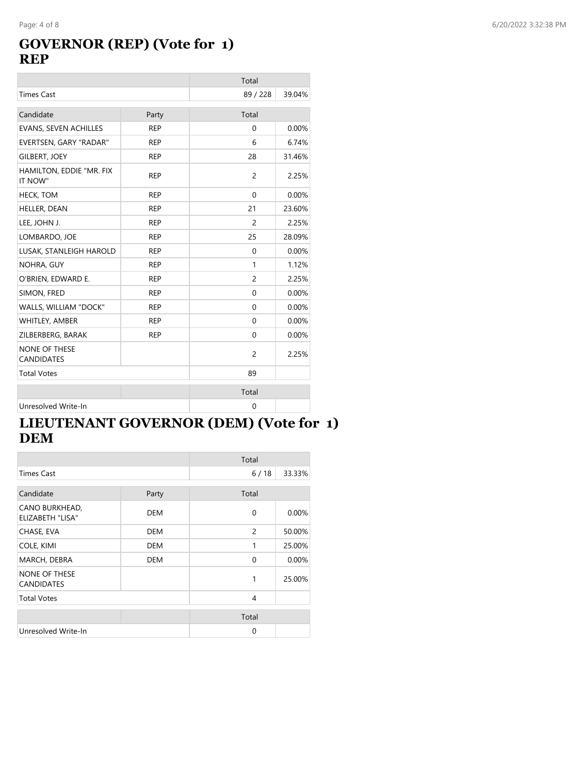# GOVERNOR (REP) (Vote for 1)
# REP

| | | Total | |
|---|---|---|---|
| Times Cast | | 89 / 228 | 39.04% |

| Candidate | Party | Total | |
|---|---|---|---|
| EVANS, SEVEN ACHILLES | REP | 0 | 0.00% |
| EVERTSEN, GARY "RADAR" | REP | 6 | 6.74% |
| GILBERT, JOEY | REP | 28 | 31.46% |
| HAMILTON, EDDIE "MR. FIX IT NOW" | REP | 2 | 2.25% |
| HECK, TOM | REP | 0 | 0.00% |
| HELLER, DEAN | REP | 21 | 23.60% |
| LEE, JOHN J. | REP | 2 | 2.25% |
| LOMBARDO, JOE | REP | 25 | 28.09% |
| LUSAK, STANLEIGH HAROLD | REP | 0 | 0.00% |
| NOHRA, GUY | REP | 1 | 1.12% |
| O'BRIEN, EDWARD E. | REP | 2 | 2.25% |
| SIMON, FRED | REP | 0 | 0.00% |
| WALLS, WILLIAM "DOCK" | REP | 0 | 0.00% |
| WHITLEY, AMBER | REP | 0 | 0.00% |
| ZILBERBERG, BARAK | REP | 0 | 0.00% |
| NONE OF THESE CANDIDATES | | 2 | 2.25% |
| Total Votes | | 89 | |

| | | Total | |
|---|---|---|---|
| Unresolved Write-In | | 0 | |

# LIEUTENANT GOVERNOR (DEM) (Vote for 1)
# DEM

| | | Total | |
|---|---|---|---|
| Times Cast | | 6 / 18 | 33.33% |

| Candidate | Party | Total | |
|---|---|---|---|
| CANO BURKHEAD, ELIZABETH "LISA" | DEM | 0 | 0.00% |
| CHASE, EVA | DEM | 2 | 50.00% |
| COLE, KIMI | DEM | 1 | 25.00% |
| MARCH, DEBRA | DEM | 0 | 0.00% |
| NONE OF THESE CANDIDATES | | 1 | 25.00% |
| Total Votes | | 4 | |

| | | Total | |
|---|---|---|---|
| Unresolved Write-In | | 0 | |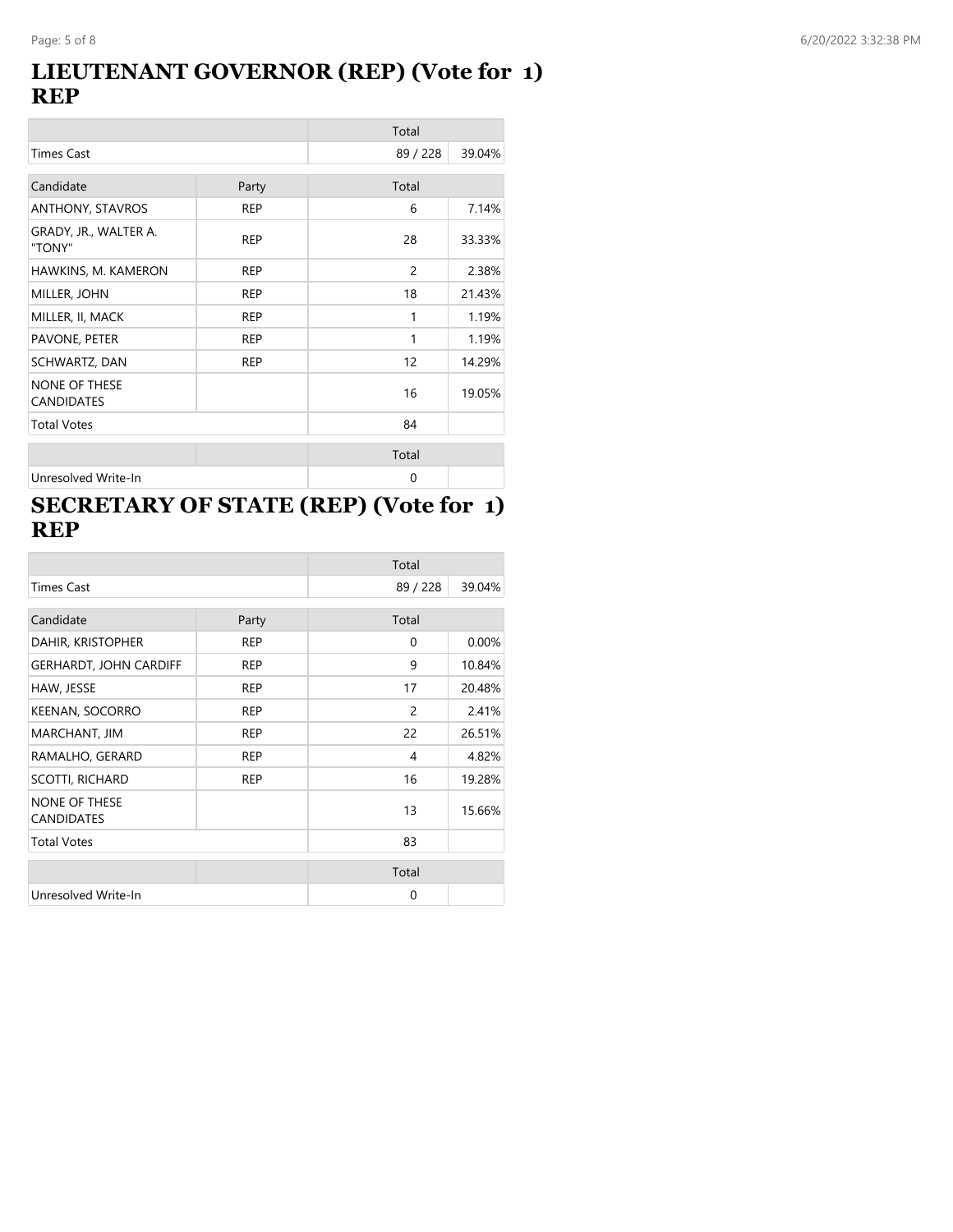## LIEUTENANT GOVERNOR (REP) (Vote for 1) REP

| | | Total | |
|---|---|---|---|
| Times Cast | | 89 / 228 | 39.04% |

| Candidate | Party | Total | |
|---|---|---|---|
| ANTHONY, STAVROS | REP | 6 | 7.14% |
| GRADY, JR., WALTER A. "TONY" | REP | 28 | 33.33% |
| HAWKINS, M. KAMERON | REP | 2 | 2.38% |
| MILLER, JOHN | REP | 18 | 21.43% |
| MILLER, II, MACK | REP | 1 | 1.19% |
| PAVONE, PETER | REP | 1 | 1.19% |
| SCHWARTZ, DAN | REP | 12 | 14.29% |
| NONE OF THESE CANDIDATES | | 16 | 19.05% |
| Total Votes | | 84 | |

| | | Total | |
|---|---|---|---|
| Unresolved Write-In | | 0 | |

## SECRETARY OF STATE (REP) (Vote for 1) REP

| | | Total | |
|---|---|---|---|
| Times Cast | | 89 / 228 | 39.04% |

| Candidate | Party | Total | |
|---|---|---|---|
| DAHIR, KRISTOPHER | REP | 0 | 0.00% |
| GERHARDT, JOHN CARDIFF | REP | 9 | 10.84% |
| HAW, JESSE | REP | 17 | 20.48% |
| KEENAN, SOCORRO | REP | 2 | 2.41% |
| MARCHANT, JIM | REP | 22 | 26.51% |
| RAMALHO, GERARD | REP | 4 | 4.82% |
| SCOTTI, RICHARD | REP | 16 | 19.28% |
| NONE OF THESE CANDIDATES | | 13 | 15.66% |
| Total Votes | | 83 | |

| | | Total | |
|---|---|---|---|
| Unresolved Write-In | | 0 | |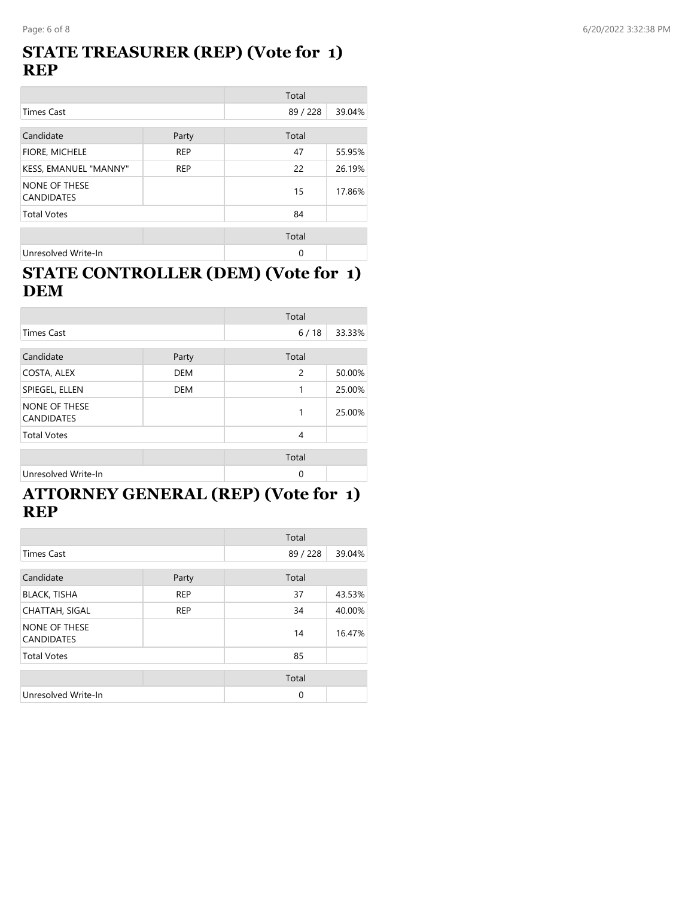## STATE TREASURER (REP) (Vote for 1) REP

| | | Total | |
|---|---|---|---|
| Times Cast | | 89 / 228 | 39.04% |
| Candidate | Party | Total | |
| FIORE, MICHELE | REP | 47 | 55.95% |
| KESS, EMANUEL "MANNY" | REP | 22 | 26.19% |
| NONE OF THESE CANDIDATES | | 15 | 17.86% |
| Total Votes | | 84 | |
| | | Total | |
| Unresolved Write-In | | 0 | |

## STATE CONTROLLER (DEM) (Vote for 1) DEM

| | | Total | |
|---|---|---|---|
| Times Cast | | 6 / 18 | 33.33% |
| Candidate | Party | Total | |
| COSTA, ALEX | DEM | 2 | 50.00% |
| SPIEGEL, ELLEN | DEM | 1 | 25.00% |
| NONE OF THESE CANDIDATES | | 1 | 25.00% |
| Total Votes | | 4 | |
| | | Total | |
| Unresolved Write-In | | 0 | |

## ATTORNEY GENERAL (REP) (Vote for 1) REP

| | | Total | |
|---|---|---|---|
| Times Cast | | 89 / 228 | 39.04% |
| Candidate | Party | Total | |
| BLACK, TISHA | REP | 37 | 43.53% |
| CHATTAH, SIGAL | REP | 34 | 40.00% |
| NONE OF THESE CANDIDATES | | 14 | 16.47% |
| Total Votes | | 85 | |
| | | Total | |
| Unresolved Write-In | | 0 | |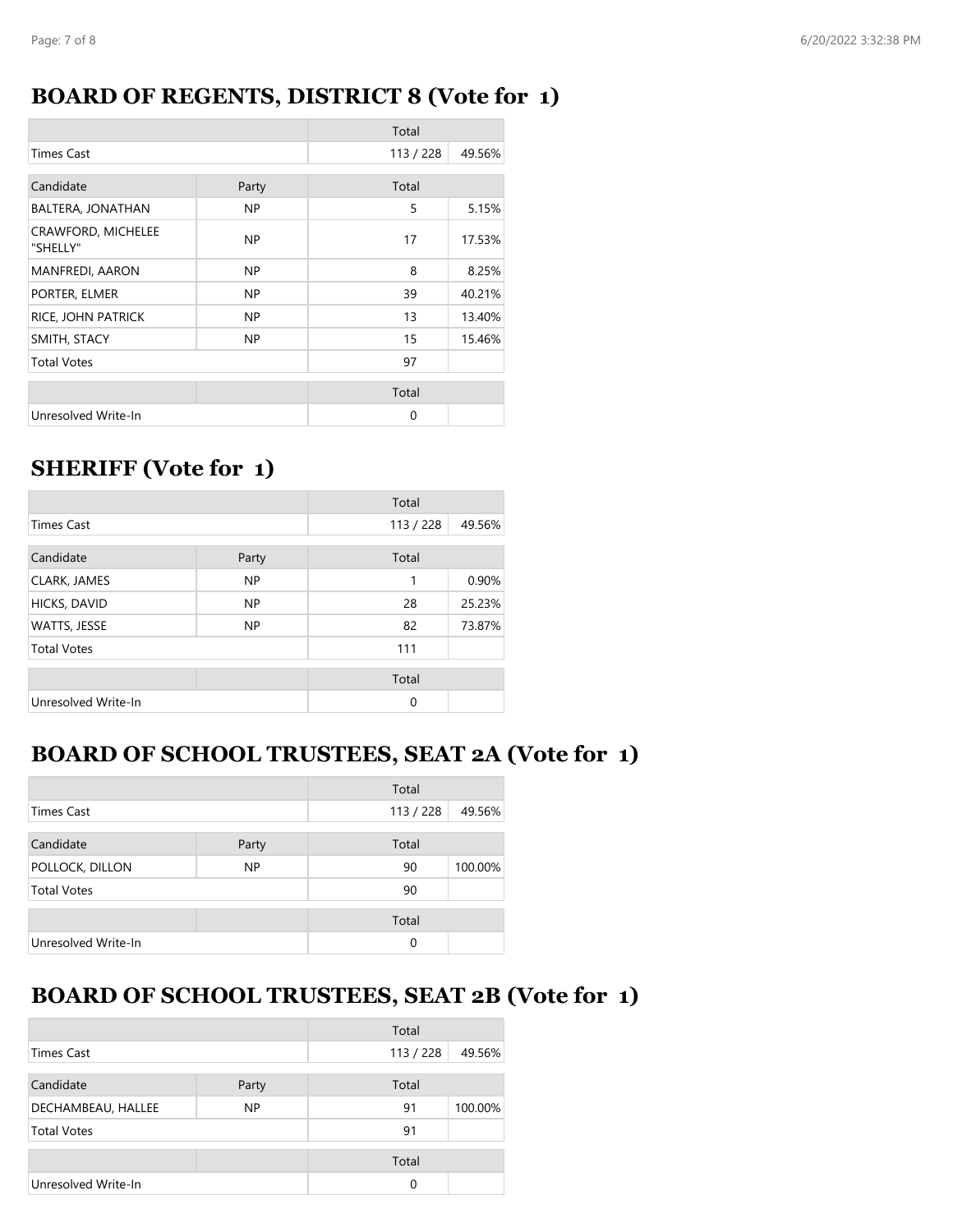## BOARD OF REGENTS, DISTRICT 8 (Vote for 1)

| | | Total | |
|---|---|---|---|
| Times Cast | | 113 / 228 | 49.56% |

| Candidate | Party | Total | |
|---|---|---|---|
| BALTERA, JONATHAN | NP | 5 | 5.15% |
| CRAWFORD, MICHELEE "SHELLY" | NP | 17 | 17.53% |
| MANFREDI, AARON | NP | 8 | 8.25% |
| PORTER, ELMER | NP | 39 | 40.21% |
| RICE, JOHN PATRICK | NP | 13 | 13.40% |
| SMITH, STACY | NP | 15 | 15.46% |
| Total Votes | | 97 | |

| | | Total | |
|---|---|---|---|
| Unresolved Write-In | | 0 | |

## SHERIFF (Vote for 1)

| | | Total | |
|---|---|---|---|
| Times Cast | | 113 / 228 | 49.56% |

| Candidate | Party | Total | |
|---|---|---|---|
| CLARK, JAMES | NP | 1 | 0.90% |
| HICKS, DAVID | NP | 28 | 25.23% |
| WATTS, JESSE | NP | 82 | 73.87% |
| Total Votes | | 111 | |

| | | Total | |
|---|---|---|---|
| Unresolved Write-In | | 0 | |

## BOARD OF SCHOOL TRUSTEES, SEAT 2A (Vote for 1)

| | | Total | |
|---|---|---|---|
| Times Cast | | 113 / 228 | 49.56% |

| Candidate | Party | Total | |
|---|---|---|---|
| POLLOCK, DILLON | NP | 90 | 100.00% |
| Total Votes | | 90 | |

| | | Total | |
|---|---|---|---|
| Unresolved Write-In | | 0 | |

## BOARD OF SCHOOL TRUSTEES, SEAT 2B (Vote for 1)

| | | Total | |
|---|---|---|---|
| Times Cast | | 113 / 228 | 49.56% |

| Candidate | Party | Total | |
|---|---|---|---|
| DECHAMBEAU, HALLEE | NP | 91 | 100.00% |
| Total Votes | | 91 | |

| | | Total | |
|---|---|---|---|
| Unresolved Write-In | | 0 | |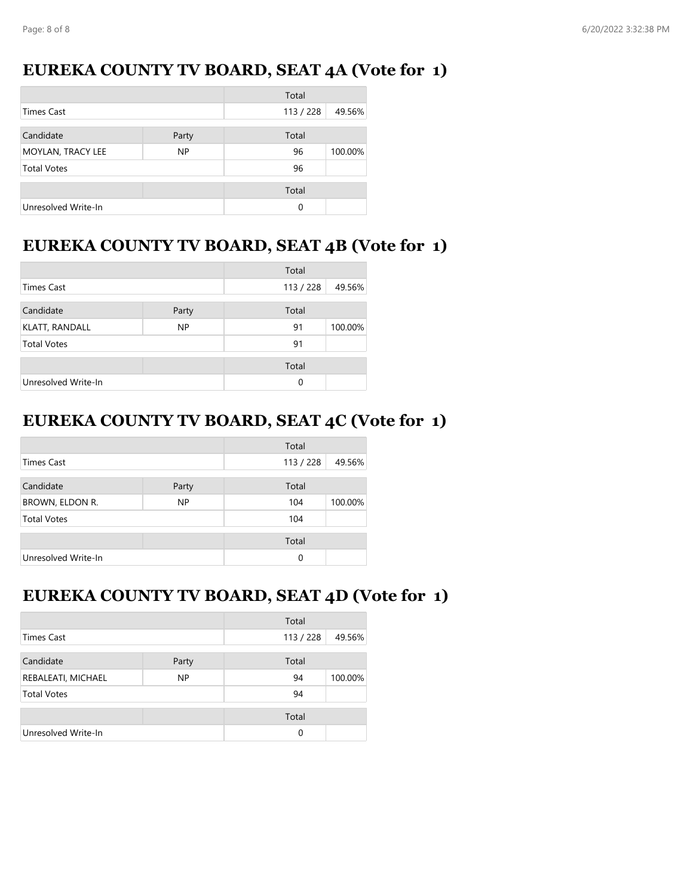## EUREKA COUNTY TV BOARD, SEAT 4A (Vote for 1)

| | | Total | |
|---|---|---|---|
| Times Cast | | 113 / 228 | 49.56% |

| Candidate | Party | Total | |
|---|---|---|---|
| MOYLAN, TRACY LEE | NP | 96 | 100.00% |
| Total Votes | | 96 | |

| | | Total | |
|---|---|---|---|
| Unresolved Write-In | | 0 | |

## EUREKA COUNTY TV BOARD, SEAT 4B (Vote for 1)

| | | Total | |
|---|---|---|---|
| Times Cast | | 113 / 228 | 49.56% |

| Candidate | Party | Total | |
|---|---|---|---|
| KLATT, RANDALL | NP | 91 | 100.00% |
| Total Votes | | 91 | |

| | | Total | |
|---|---|---|---|
| Unresolved Write-In | | 0 | |

## EUREKA COUNTY TV BOARD, SEAT 4C (Vote for 1)

| | | Total | |
|---|---|---|---|
| Times Cast | | 113 / 228 | 49.56% |

| Candidate | Party | Total | |
|---|---|---|---|
| BROWN, ELDON R. | NP | 104 | 100.00% |
| Total Votes | | 104 | |

| | | Total | |
|---|---|---|---|
| Unresolved Write-In | | 0 | |

## EUREKA COUNTY TV BOARD, SEAT 4D (Vote for 1)

| | | Total | |
|---|---|---|---|
| Times Cast | | 113 / 228 | 49.56% |

| Candidate | Party | Total | |
|---|---|---|---|
| REBALEATI, MICHAEL | NP | 94 | 100.00% |
| Total Votes | | 94 | |

| | | Total | |
|---|---|---|---|
| Unresolved Write-In | | 0 | |